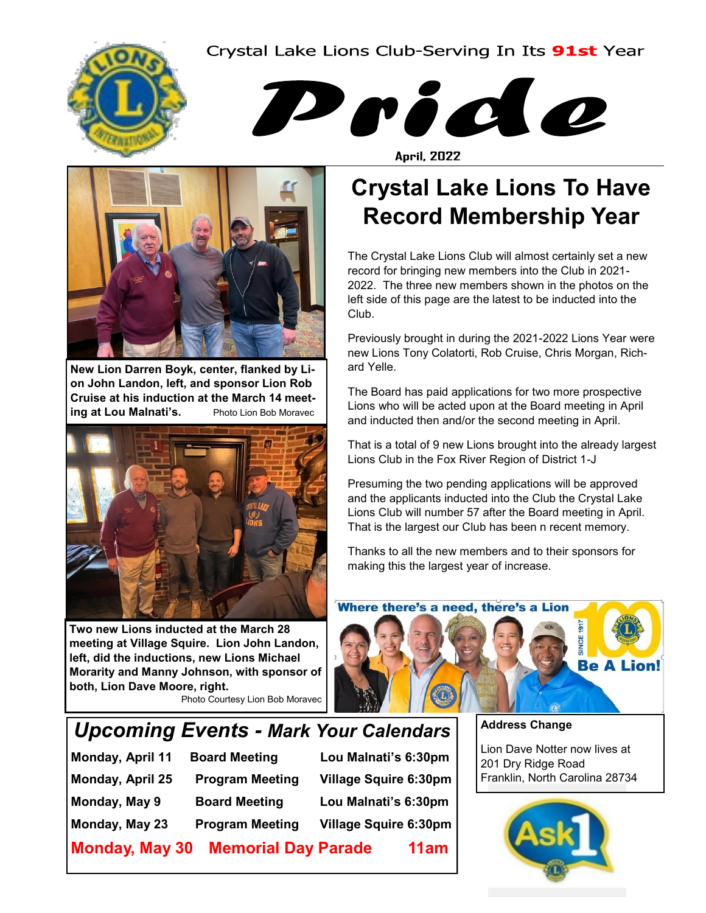Crystal Lake Lions Club-Serving In Its **91st** Year

# Pride

**April, 2022**

New Lion Darren Boyk, center, flanked by Lion John Landon, left, and sponsor Lion Rob Cruise at his induction at the March 14 meeting at Lou Malnati's. Photo Lion Bob Moravec

Two new Lions inducted at the March 28 meeting at Village Squire. Lion John Landon, left, did the inductions, new Lions Michael Morarity and Manny Johnson, with sponsor of both, Lion Dave Moore, right. Photo Courtesy Lion Bob Moravec

## Crystal Lake Lions To Have Record Membership Year

The Crystal Lake Lions Club will almost certainly set a new record for bringing new members into the Club in 2021-2022. The three new members shown in the photos on the left side of this page are the latest to be inducted into the Club.

Previously brought in during the 2021-2022 Lions Year were new Lions Tony Colatorti, Rob Cruise, Chris Morgan, Richard Yelle.

The Board has paid applications for two more prospective Lions who will be acted upon at the Board meeting in April and inducted then and/or the second meeting in April.

That is a total of 9 new Lions brought into the already largest Lions Club in the Fox River Region of District 1-J

Presuming the two pending applications will be approved and the applicants inducted into the Club the Crystal Lake Lions Club will number 57 after the Board meeting in April. That is the largest our Club has been n recent memory.

Thanks to all the new members and to their sponsors for making this the largest year of increase.

Where there's a need, there's a Lion — Since 1917 — Be A Lion!

## *Upcoming Events - Mark Your Calendars*

| | | |
|---|---|---|
| **Monday, April 11** | **Board Meeting** | **Lou Malnati's 6:30pm** |
| **Monday, April 25** | **Program Meeting** | **Village Squire 6:30pm** |
| **Monday, May 9** | **Board Meeting** | **Lou Malnati's 6:30pm** |
| **Monday, May 23** | **Program Meeting** | **Village Squire 6:30pm** |
| **Monday, May 30** | **Memorial Day Parade** | **11am** |

**Address Change**

Lion Dave Notter now lives at
201 Dry Ridge Road
Franklin, North Carolina 28734

Ask1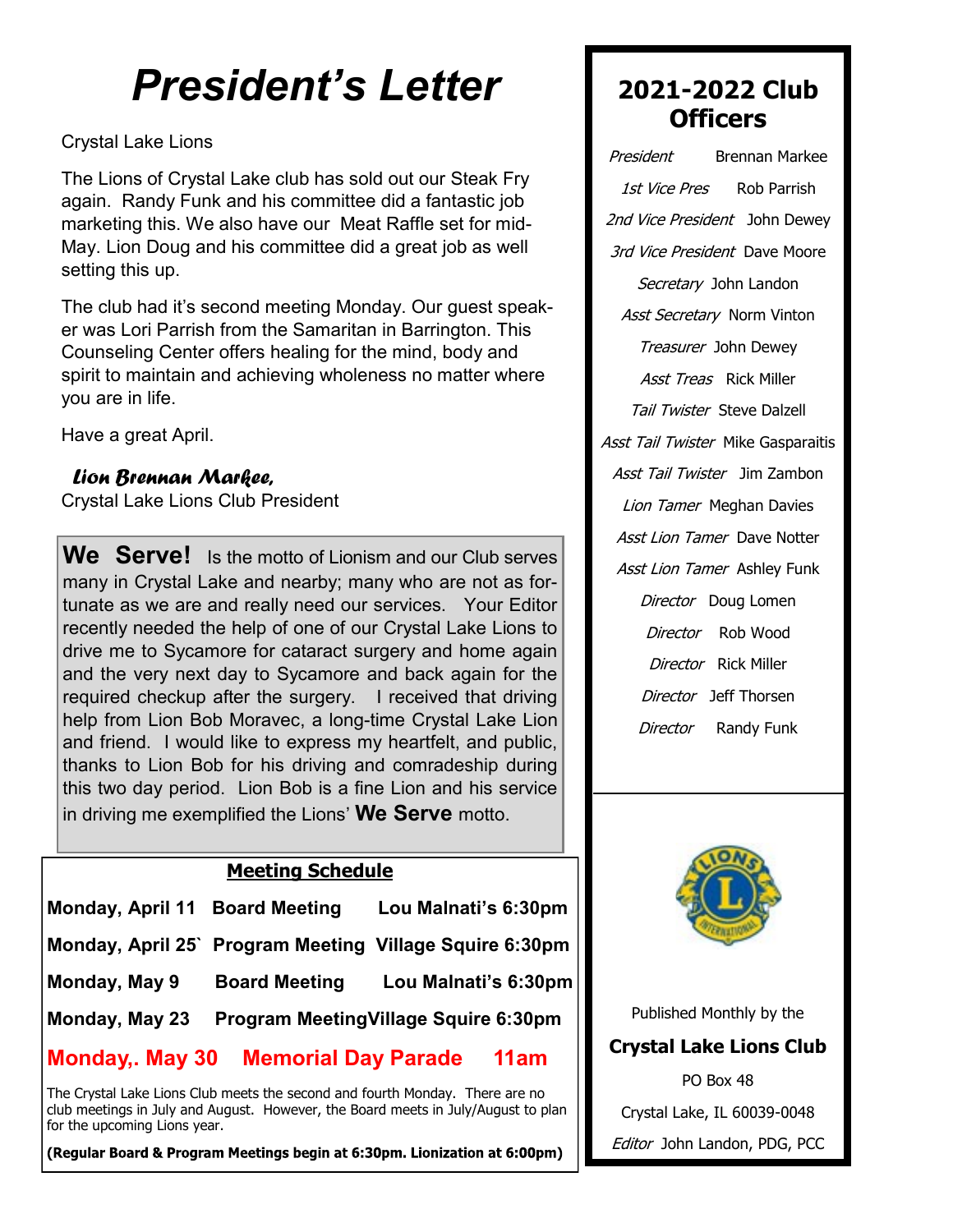# President's Letter

Crystal Lake Lions

The Lions of Crystal Lake club has sold out our Steak Fry again. Randy Funk and his committee did a fantastic job marketing this. We also have our Meat Raffle set for mid-May. Lion Doug and his committee did a great job as well setting this up.

The club had it's second meeting Monday. Our guest speaker was Lori Parrish from the Samaritan in Barrington. This Counseling Center offers healing for the mind, body and spirit to maintain and achieving wholeness no matter where you are in life.

Have a great April.

*Lion Brennan Markee,*
Crystal Lake Lions Club President

**We Serve!** Is the motto of Lionism and our Club serves many in Crystal Lake and nearby; many who are not as fortunate as we are and really need our services. Your Editor recently needed the help of one of our Crystal Lake Lions to drive me to Sycamore for cataract surgery and home again and the very next day to Sycamore and back again for the required checkup after the surgery. I received that driving help from Lion Bob Moravec, a long-time Crystal Lake Lion and friend. I would like to express my heartfelt, and public, thanks to Lion Bob for his driving and comradeship during this two day period. Lion Bob is a fine Lion and his service in driving me exemplified the Lions' **We Serve** motto.

## Meeting Schedule

| | | |
|---|---|---|
| **Monday, April 11** | **Board Meeting** | **Lou Malnati's 6:30pm** |
| **Monday, April 25`** | **Program Meeting** | **Village Squire 6:30pm** |
| **Monday, May 9** | **Board Meeting** | **Lou Malnati's 6:30pm** |
| **Monday, May 23** | **Program Meeting** | **Village Squire 6:30pm** |
| **Monday,. May 30** | **Memorial Day Parade** | **11am** |

The Crystal Lake Lions Club meets the second and fourth Monday. There are no club meetings in July and August. However, the Board meets in July/August to plan for the upcoming Lions year.

**(Regular Board & Program Meetings begin at 6:30pm. Lionization at 6:00pm)**

## 2021-2022 Club Officers

*President* Brennan Markee
*1st Vice Pres* Rob Parrish
*2nd Vice President* John Dewey
*3rd Vice President* Dave Moore
*Secretary* John Landon
*Asst Secretary* Norm Vinton
*Treasurer* John Dewey
*Asst Treas* Rick Miller
*Tail Twister* Steve Dalzell
*Asst Tail Twister* Mike Gasparaitis
*Asst Tail Twister* Jim Zambon
*Lion Tamer* Meghan Davies
*Asst Lion Tamer* Dave Notter
*Asst Lion Tamer* Ashley Funk
*Director* Doug Lomen
*Director* Rob Wood
*Director* Rick Miller
*Director* Jeff Thorsen
*Director* Randy Funk

Published Monthly by the
**Crystal Lake Lions Club**
PO Box 48
Crystal Lake, IL 60039-0048
*Editor* John Landon, PDG, PCC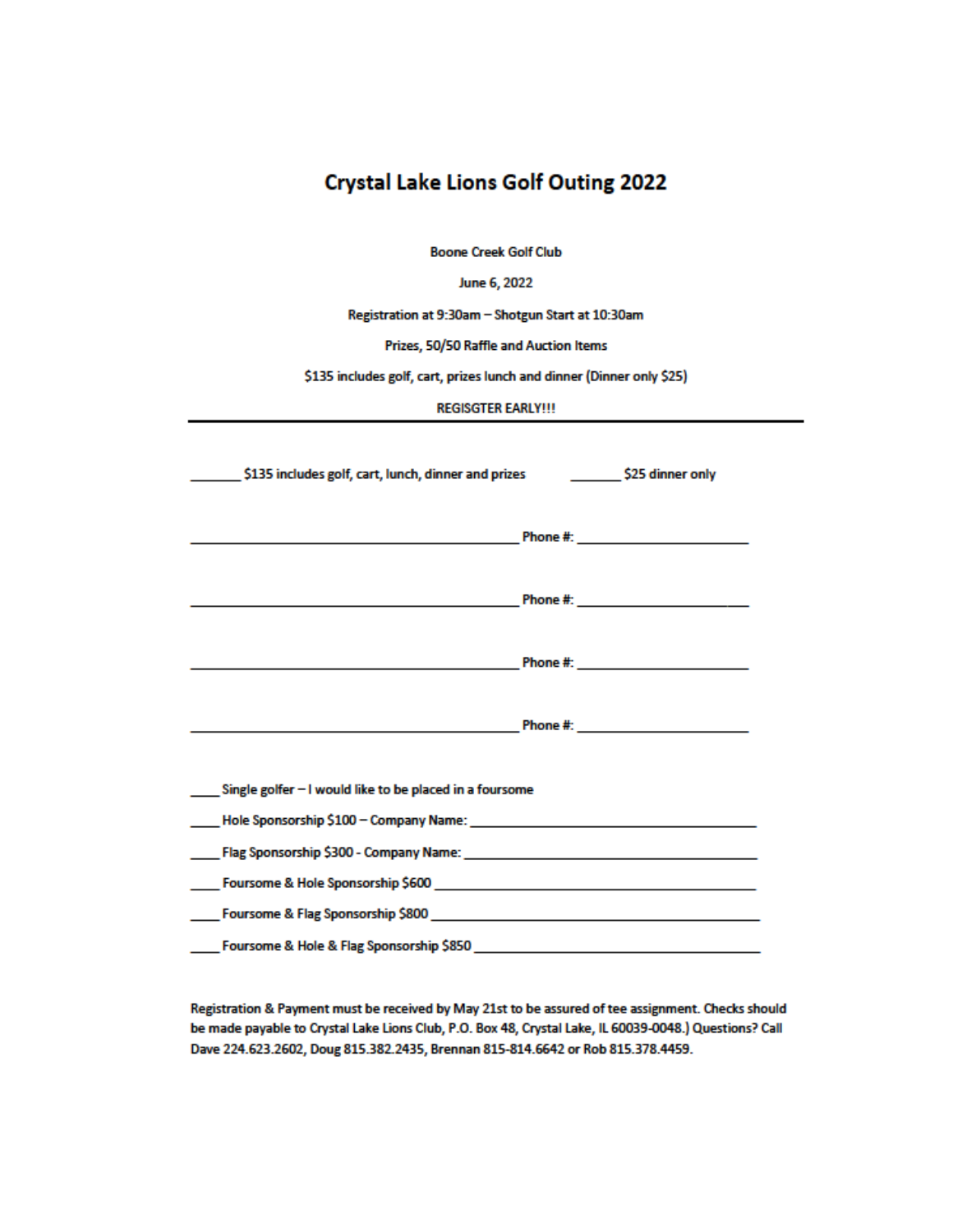# Crystal Lake Lions Golf Outing 2022

Boone Creek Golf Club

June 6, 2022

Registration at 9:30am – Shotgun Start at 10:30am

Prizes, 50/50 Raffle and Auction Items

$135 includes golf, cart, prizes lunch and dinner (Dinner only $25)

REGISGTER EARLY!!!

---

_______ $135 includes golf, cart, lunch, dinner and prizes _______ $25 dinner only

_____________________________________________ Phone #: ________________________

_____________________________________________ Phone #: ________________________

_____________________________________________ Phone #: ________________________

_____________________________________________ Phone #: ________________________

____ Single golfer – I would like to be placed in a foursome

____ Hole Sponsorship $100 – Company Name: ________________________________________

____ Flag Sponsorship $300 - Company Name: ________________________________________

____ Foursome & Hole Sponsorship $600 ____________________________________________

____ Foursome & Flag Sponsorship $800 ____________________________________________

____ Foursome & Hole & Flag Sponsorship $850 ______________________________________

Registration & Payment must be received by May 21st to be assured of tee assignment. Checks should be made payable to Crystal Lake Lions Club, P.O. Box 48, Crystal Lake, IL 60039-0048.) Questions? Call Dave 224.623.2602, Doug 815.382.2435, Brennan 815-814.6642 or Rob 815.378.4459.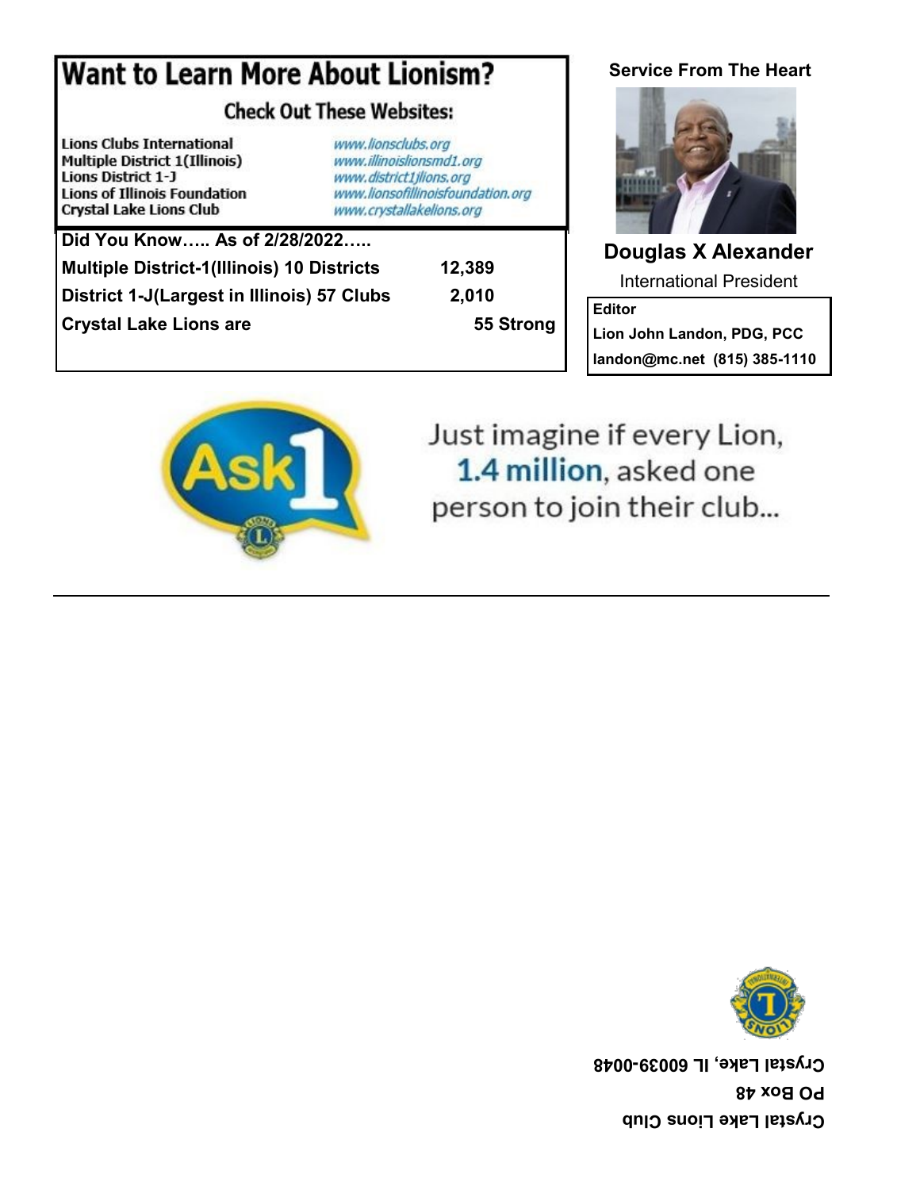# Want to Learn More About Lionism?

## Check Out These Websites:

| | |
|---|---|
| Lions Clubs International | www.lionsclubs.org |
| Multiple District 1(Illinois) | www.illinoislionsmd1.org |
| Lions District 1-J | www.district1jlions.org |
| Lions of Illinois Foundation | www.lionsofillinoisfoundation.org |
| Crystal Lake Lions Club | www.crystallakelions.org |

**Did You Know….. As of 2/28/2022…..**

| | |
|---|---|
| **Multiple District-1(Illinois) 10 Districts** | **12,389** |
| **District 1-J(Largest in Illinois) 57 Clubs** | **2,010** |
| **Crystal Lake Lions are** | **55 Strong** |

**Service From The Heart**

**Douglas X Alexander**

International President

**Editor**

**Lion John Landon, PDG, PCC**

**landon@mc.net (815) 385-1110**

Ask1

Just imagine if every Lion, 1.4 million, asked one person to join their club...

---

**Crystal Lake Lions Club**

**PO Box 48**

**Crystal Lake, IL 60039-0048**